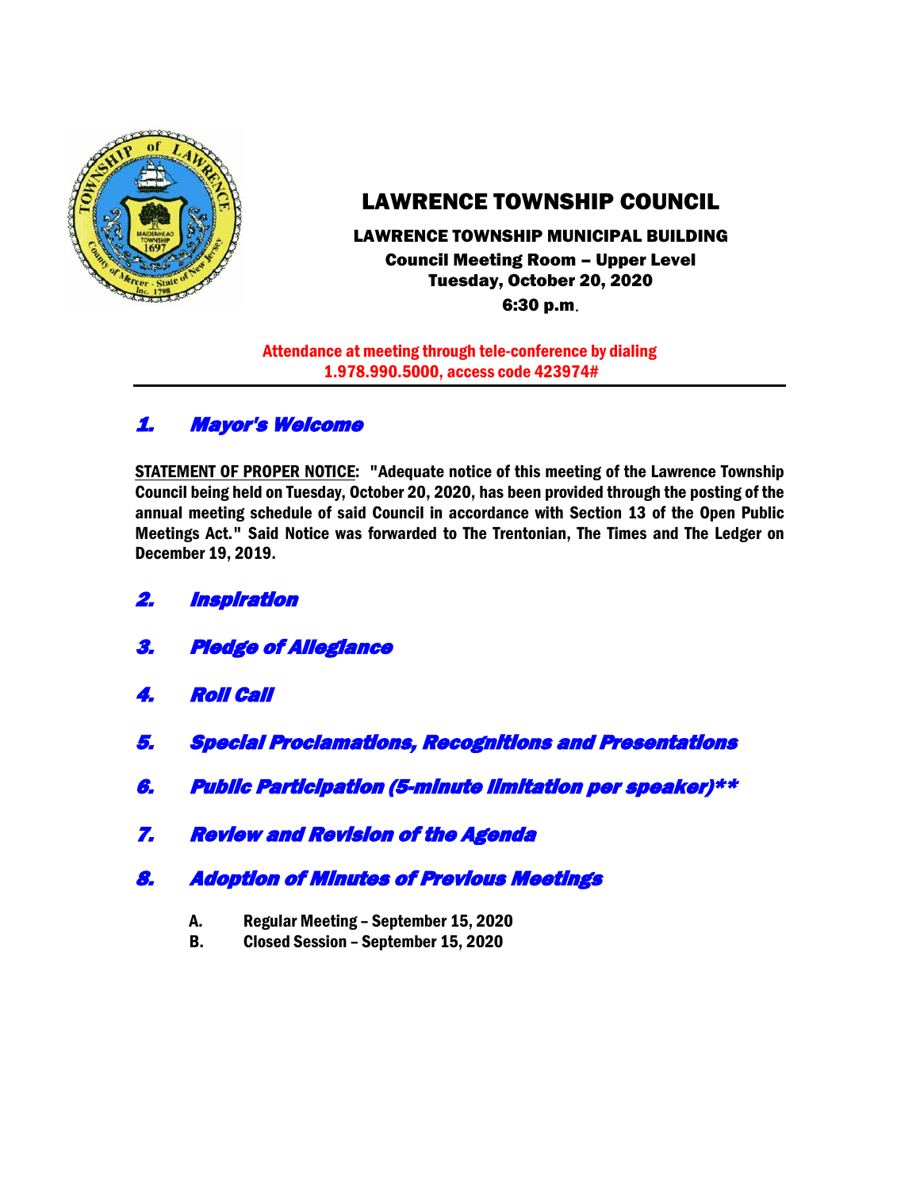# LAWRENCE TOWNSHIP COUNCIL

**LAWRENCE TOWNSHIP MUNICIPAL BUILDING**
**Council Meeting Room – Upper Level**
**Tuesday, October 20, 2020**
**6:30 p.m.**

**Attendance at meeting through tele-conference by dialing 1.978.990.5000, access code 423974#**

---

## 1. *Mayor's Welcome*

**STATEMENT OF PROPER NOTICE: "Adequate notice of this meeting of the Lawrence Township Council being held on Tuesday, October 20, 2020, has been provided through the posting of the annual meeting schedule of said Council in accordance with Section 13 of the Open Public Meetings Act." Said Notice was forwarded to The Trentonian, The Times and The Ledger on December 19, 2019.**

## 2. *Inspiration*

## 3. *Pledge of Allegiance*

## 4. *Roll Call*

## 5. *Special Proclamations, Recognitions and Presentations*

## 6. *Public Participation (5-minute limitation per speaker)***

## 7. *Review and Revision of the Agenda*

## 8. *Adoption of Minutes of Previous Meetings*

- **A. Regular Meeting – September 15, 2020**
- **B. Closed Session – September 15, 2020**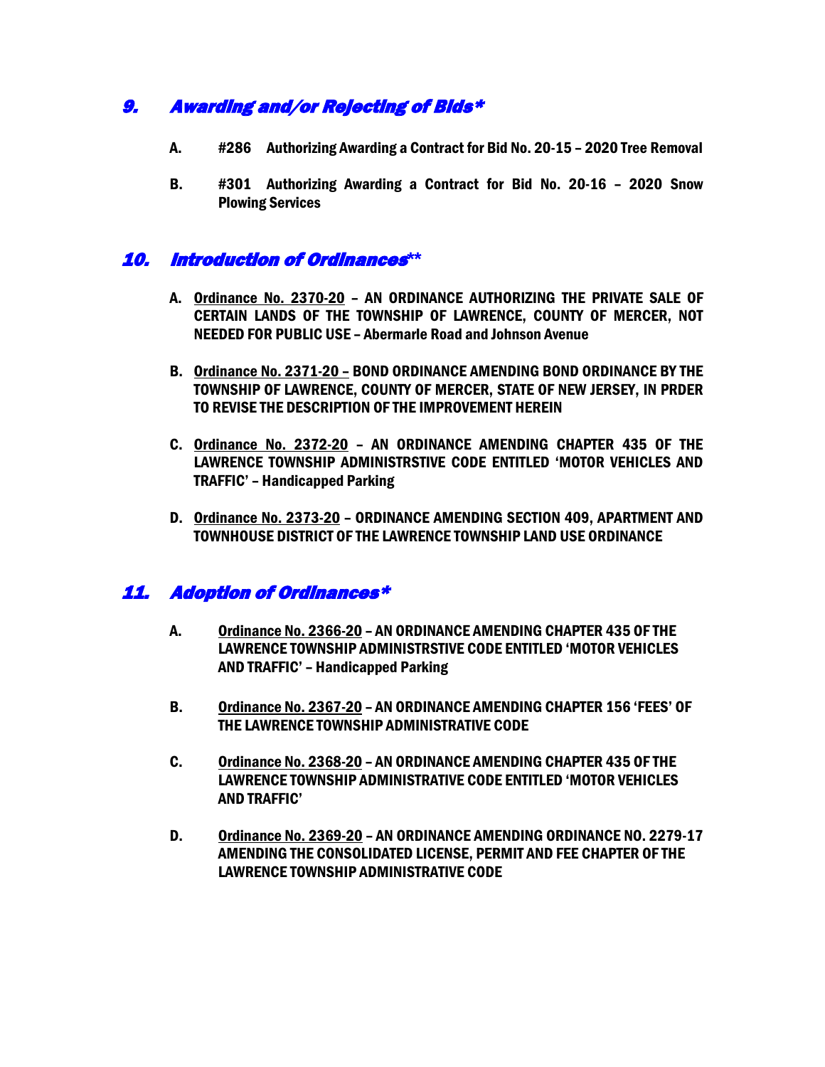## 9. *Awarding and/or Rejecting of Bids**

**A. #286 Authorizing Awarding a Contract for Bid No. 20-15 – 2020 Tree Removal**

**B. #301 Authorizing Awarding a Contract for Bid No. 20-16 – 2020 Snow Plowing Services**

## 10. *Introduction of Ordinances***

**A. Ordinance No. 2370-20 – AN ORDINANCE AUTHORIZING THE PRIVATE SALE OF CERTAIN LANDS OF THE TOWNSHIP OF LAWRENCE, COUNTY OF MERCER, NOT NEEDED FOR PUBLIC USE – Abermarle Road and Johnson Avenue**

**B. Ordinance No. 2371-20 – BOND ORDINANCE AMENDING BOND ORDINANCE BY THE TOWNSHIP OF LAWRENCE, COUNTY OF MERCER, STATE OF NEW JERSEY, IN PRDER TO REVISE THE DESCRIPTION OF THE IMPROVEMENT HEREIN**

**C. Ordinance No. 2372-20 – AN ORDINANCE AMENDING CHAPTER 435 OF THE LAWRENCE TOWNSHIP ADMINISTRSTIVE CODE ENTITLED 'MOTOR VEHICLES AND TRAFFIC' – Handicapped Parking**

**D. Ordinance No. 2373-20 – ORDINANCE AMENDING SECTION 409, APARTMENT AND TOWNHOUSE DISTRICT OF THE LAWRENCE TOWNSHIP LAND USE ORDINANCE**

## 11. *Adoption of Ordinances**

**A. Ordinance No. 2366-20 – AN ORDINANCE AMENDING CHAPTER 435 OF THE LAWRENCE TOWNSHIP ADMINISTRSTIVE CODE ENTITLED 'MOTOR VEHICLES AND TRAFFIC' – Handicapped Parking**

**B. Ordinance No. 2367-20 – AN ORDINANCE AMENDING CHAPTER 156 'FEES' OF THE LAWRENCE TOWNSHIP ADMINISTRATIVE CODE**

**C. Ordinance No. 2368-20 – AN ORDINANCE AMENDING CHAPTER 435 OF THE LAWRENCE TOWNSHIP ADMINISTRATIVE CODE ENTITLED 'MOTOR VEHICLES AND TRAFFIC'**

**D. Ordinance No. 2369-20 – AN ORDINANCE AMENDING ORDINANCE NO. 2279-17 AMENDING THE CONSOLIDATED LICENSE, PERMIT AND FEE CHAPTER OF THE LAWRENCE TOWNSHIP ADMINISTRATIVE CODE**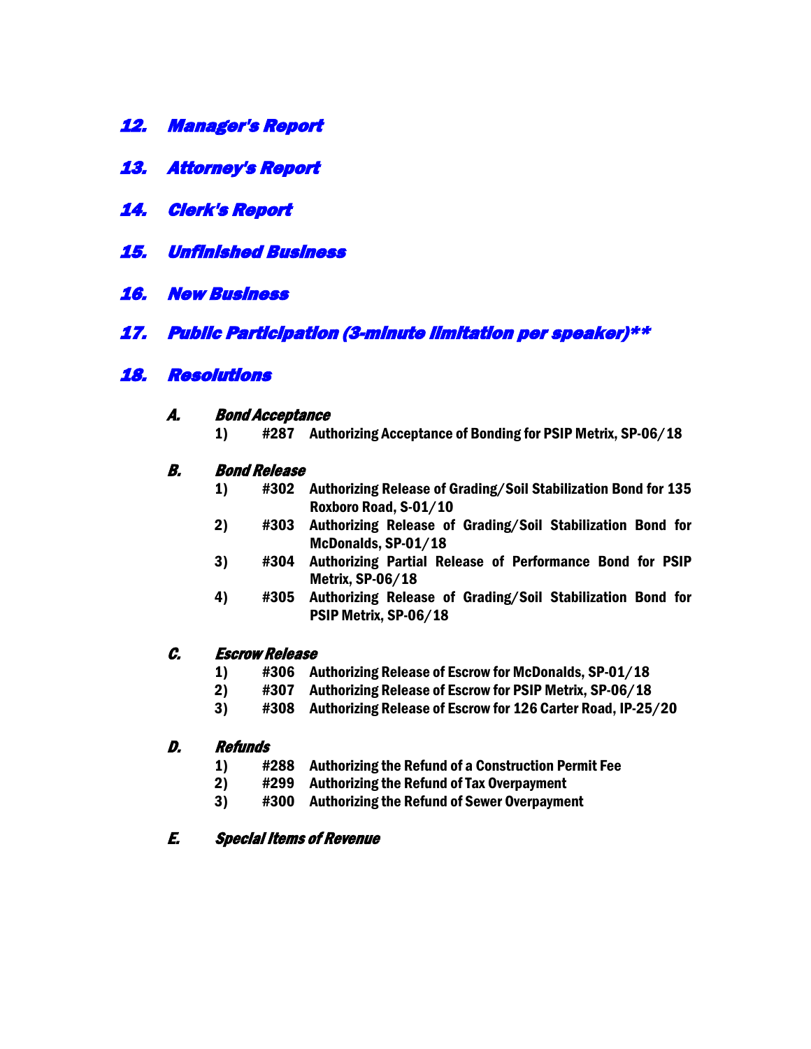## *12. Manager's Report*

## *13. Attorney's Report*

## *14. Clerk's Report*

## *15. Unfinished Business*

## *16. New Business*

## *17. Public Participation (3-minute limitation per speaker)***

## *18. Resolutions*

### *A. Bond Acceptance*

1) **#287 Authorizing Acceptance of Bonding for PSIP Metrix, SP-06/18**

### *B. Bond Release*

1) **#302 Authorizing Release of Grading/Soil Stabilization Bond for 135 Roxboro Road, S-01/10**
2) **#303 Authorizing Release of Grading/Soil Stabilization Bond for McDonalds, SP-01/18**
3) **#304 Authorizing Partial Release of Performance Bond for PSIP Metrix, SP-06/18**
4) **#305 Authorizing Release of Grading/Soil Stabilization Bond for PSIP Metrix, SP-06/18**

### *C. Escrow Release*

1) **#306 Authorizing Release of Escrow for McDonalds, SP-01/18**
2) **#307 Authorizing Release of Escrow for PSIP Metrix, SP-06/18**
3) **#308 Authorizing Release of Escrow for 126 Carter Road, IP-25/20**

### *D. Refunds*

1) **#288 Authorizing the Refund of a Construction Permit Fee**
2) **#299 Authorizing the Refund of Tax Overpayment**
3) **#300 Authorizing the Refund of Sewer Overpayment**

### *E. Special Items of Revenue*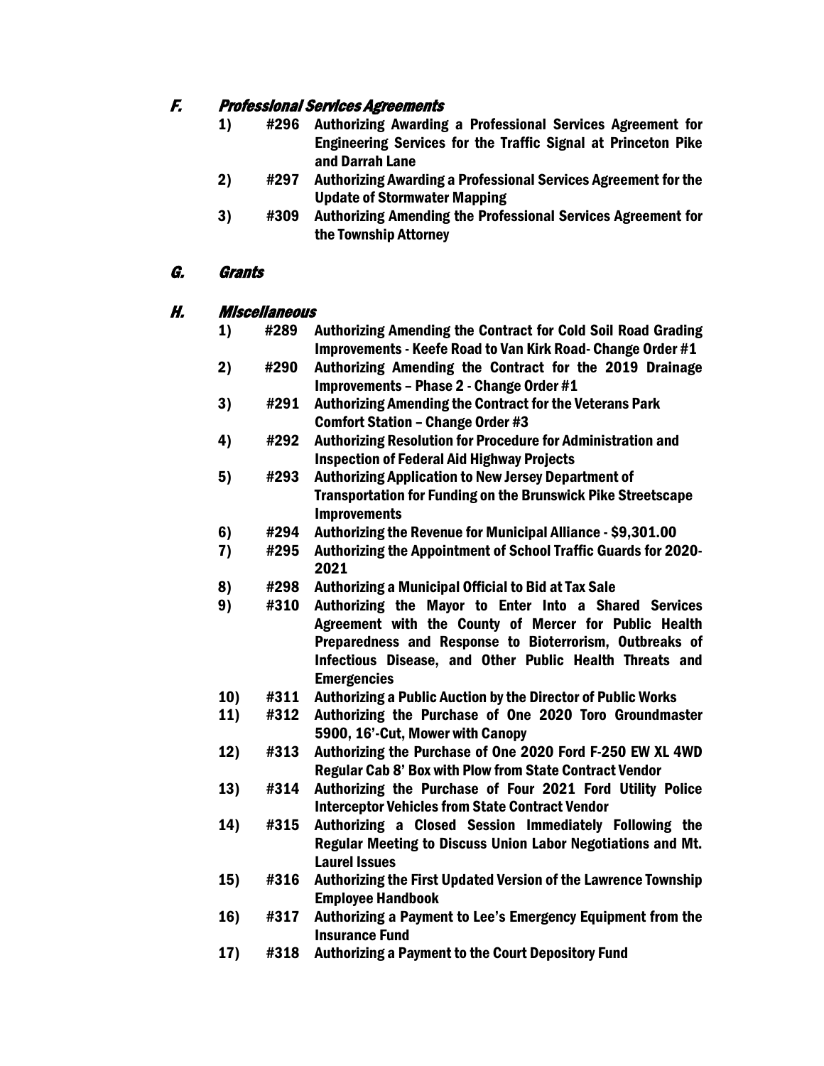## F. *Professional Services Agreements*

1) #296 Authorizing Awarding a Professional Services Agreement for Engineering Services for the Traffic Signal at Princeton Pike and Darrah Lane
2) #297 Authorizing Awarding a Professional Services Agreement for the Update of Stormwater Mapping
3) #309 Authorizing Amending the Professional Services Agreement for the Township Attorney

## G. *Grants*

## H. *Miscellaneous*

1) #289 Authorizing Amending the Contract for Cold Soil Road Grading Improvements - Keefe Road to Van Kirk Road- Change Order #1
2) #290 Authorizing Amending the Contract for the 2019 Drainage Improvements – Phase 2 - Change Order #1
3) #291 Authorizing Amending the Contract for the Veterans Park Comfort Station – Change Order #3
4) #292 Authorizing Resolution for Procedure for Administration and Inspection of Federal Aid Highway Projects
5) #293 Authorizing Application to New Jersey Department of Transportation for Funding on the Brunswick Pike Streetscape Improvements
6) #294 Authorizing the Revenue for Municipal Alliance - $9,301.00
7) #295 Authorizing the Appointment of School Traffic Guards for 2020-2021
8) #298 Authorizing a Municipal Official to Bid at Tax Sale
9) #310 Authorizing the Mayor to Enter Into a Shared Services Agreement with the County of Mercer for Public Health Preparedness and Response to Bioterrorism, Outbreaks of Infectious Disease, and Other Public Health Threats and Emergencies
10) #311 Authorizing a Public Auction by the Director of Public Works
11) #312 Authorizing the Purchase of One 2020 Toro Groundmaster 5900, 16'-Cut, Mower with Canopy
12) #313 Authorizing the Purchase of One 2020 Ford F-250 EW XL 4WD Regular Cab 8' Box with Plow from State Contract Vendor
13) #314 Authorizing the Purchase of Four 2021 Ford Utility Police Interceptor Vehicles from State Contract Vendor
14) #315 Authorizing a Closed Session Immediately Following the Regular Meeting to Discuss Union Labor Negotiations and Mt. Laurel Issues
15) #316 Authorizing the First Updated Version of the Lawrence Township Employee Handbook
16) #317 Authorizing a Payment to Lee's Emergency Equipment from the Insurance Fund
17) #318 Authorizing a Payment to the Court Depository Fund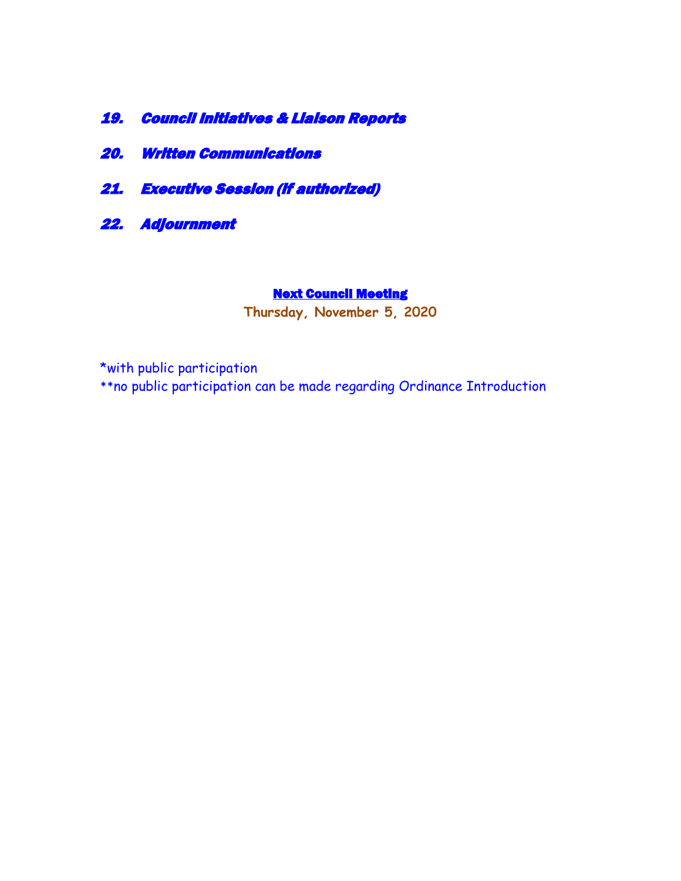*19. Council Initiatives & Liaison Reports*

*20. Written Communications*

*21. Executive Session (if authorized)*

*22. Adjournment*

**Next Council Meeting**

**Thursday, November 5, 2020**

*with public participation

**no public participation can be made regarding Ordinance Introduction